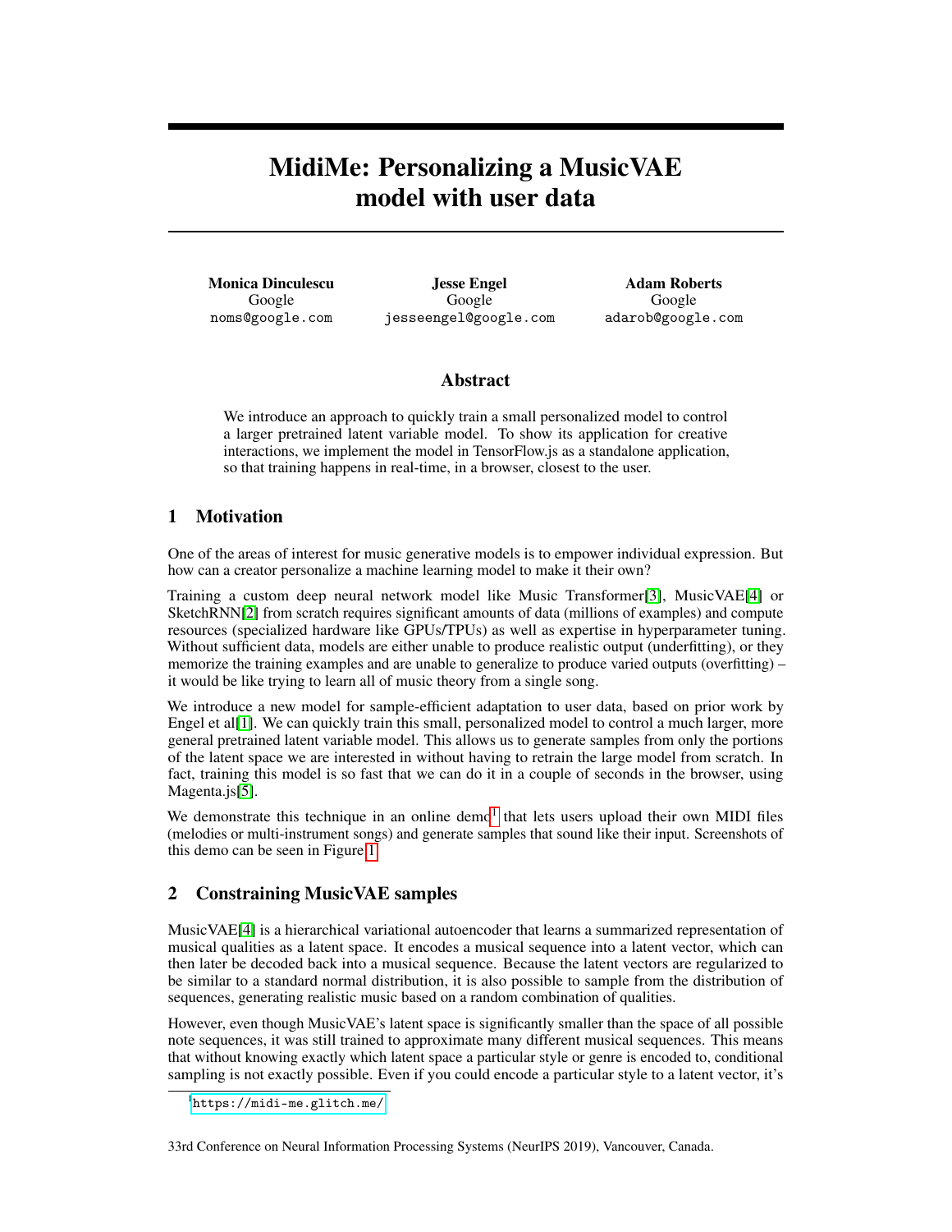# MidiMe: Personalizing a MusicVAE model with user data

**Monica Dinculescu**
Google
noms@google.com

**Jesse Engel**
Google
jesseengel@google.com

**Adam Roberts**
Google
adarob@google.com

## Abstract

We introduce an approach to quickly train a small personalized model to control a larger pretrained latent variable model. To show its application for creative interactions, we implement the model in TensorFlow.js as a standalone application, so that training happens in real-time, in a browser, closest to the user.

## 1 Motivation

One of the areas of interest for music generative models is to empower individual expression. But how can a creator personalize a machine learning model to make it their own?

Training a custom deep neural network model like Music Transformer[3], MusicVAE[4] or SketchRNN[2] from scratch requires significant amounts of data (millions of examples) and compute resources (specialized hardware like GPUs/TPUs) as well as expertise in hyperparameter tuning. Without sufficient data, models are either unable to produce realistic output (underfitting), or they memorize the training examples and are unable to generalize to produce varied outputs (overfitting) – it would be like trying to learn all of music theory from a single song.

We introduce a new model for sample-efficient adaptation to user data, based on prior work by Engel et al[1]. We can quickly train this small, personalized model to control a much larger, more general pretrained latent variable model. This allows us to generate samples from only the portions of the latent space we are interested in without having to retrain the large model from scratch. In fact, training this model is so fast that we can do it in a couple of seconds in the browser, using Magenta.js[5].

We demonstrate this technique in an online demo[1] that lets users upload their own MIDI files (melodies or multi-instrument songs) and generate samples that sound like their input. Screenshots of this demo can be seen in Figure 1.

## 2 Constraining MusicVAE samples

MusicVAE[4] is a hierarchical variational autoencoder that learns a summarized representation of musical qualities as a latent space. It encodes a musical sequence into a latent vector, which can then later be decoded back into a musical sequence. Because the latent vectors are regularized to be similar to a standard normal distribution, it is also possible to sample from the distribution of sequences, generating realistic music based on a random combination of qualities.

However, even though MusicVAE's latent space is significantly smaller than the space of all possible note sequences, it was still trained to approximate many different musical sequences. This means that without knowing exactly which latent space a particular style or genre is encoded to, conditional sampling is not exactly possible. Even if you could encode a particular style to a latent vector, it's

[1] https://midi-me.glitch.me/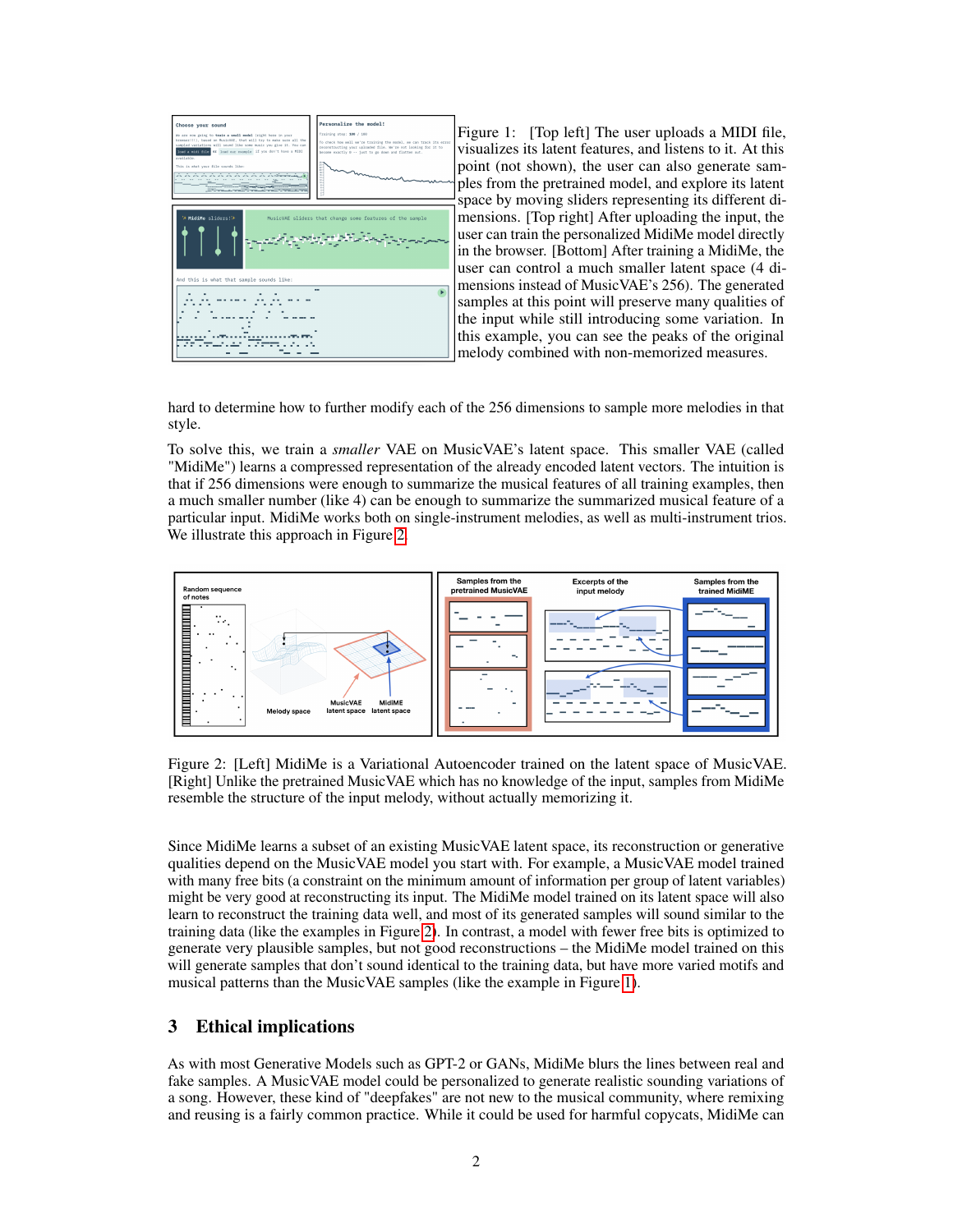Figure 1: [Top left] The user uploads a MIDI file, visualizes its latent features, and listens to it. At this point (not shown), the user can also generate samples from the pretrained model, and explore its latent space by moving sliders representing its different dimensions. [Top right] After uploading the input, the user can train the personalized MidiMe model directly in the browser. [Bottom] After training a MidiMe, the user can control a much smaller latent space (4 dimensions instead of MusicVAE's 256). The generated samples at this point will preserve many qualities of the input while still introducing some variation. In this example, you can see the peaks of the original melody combined with non-memorized measures.

hard to determine how to further modify each of the 256 dimensions to sample more melodies in that style.

To solve this, we train a *smaller* VAE on MusicVAE's latent space. This smaller VAE (called "MidiMe") learns a compressed representation of the already encoded latent vectors. The intuition is that if 256 dimensions were enough to summarize the musical features of all training examples, then a much smaller number (like 4) can be enough to summarize the summarized musical feature of a particular input. MidiMe works both on single-instrument melodies, as well as multi-instrument trios. We illustrate this approach in Figure 2.

Figure 2: [Left] MidiMe is a Variational Autoencoder trained on the latent space of MusicVAE. [Right] Unlike the pretrained MusicVAE which has no knowledge of the input, samples from MidiMe resemble the structure of the input melody, without actually memorizing it.

Since MidiMe learns a subset of an existing MusicVAE latent space, its reconstruction or generative qualities depend on the MusicVAE model you start with. For example, a MusicVAE model trained with many free bits (a constraint on the minimum amount of information per group of latent variables) might be very good at reconstructing its input. The MidiMe model trained on its latent space will also learn to reconstruct the training data well, and most of its generated samples will sound similar to the training data (like the examples in Figure 2). In contrast, a model with fewer free bits is optimized to generate very plausible samples, but not good reconstructions – the MidiMe model trained on this will generate samples that don't sound identical to the training data, but have more varied motifs and musical patterns than the MusicVAE samples (like the example in Figure 1).

## 3 Ethical implications

As with most Generative Models such as GPT-2 or GANs, MidiMe blurs the lines between real and fake samples. A MusicVAE model could be personalized to generate realistic sounding variations of a song. However, these kind of "deepfakes" are not new to the musical community, where remixing and reusing is a fairly common practice. While it could be used for harmful copycats, MidiMe can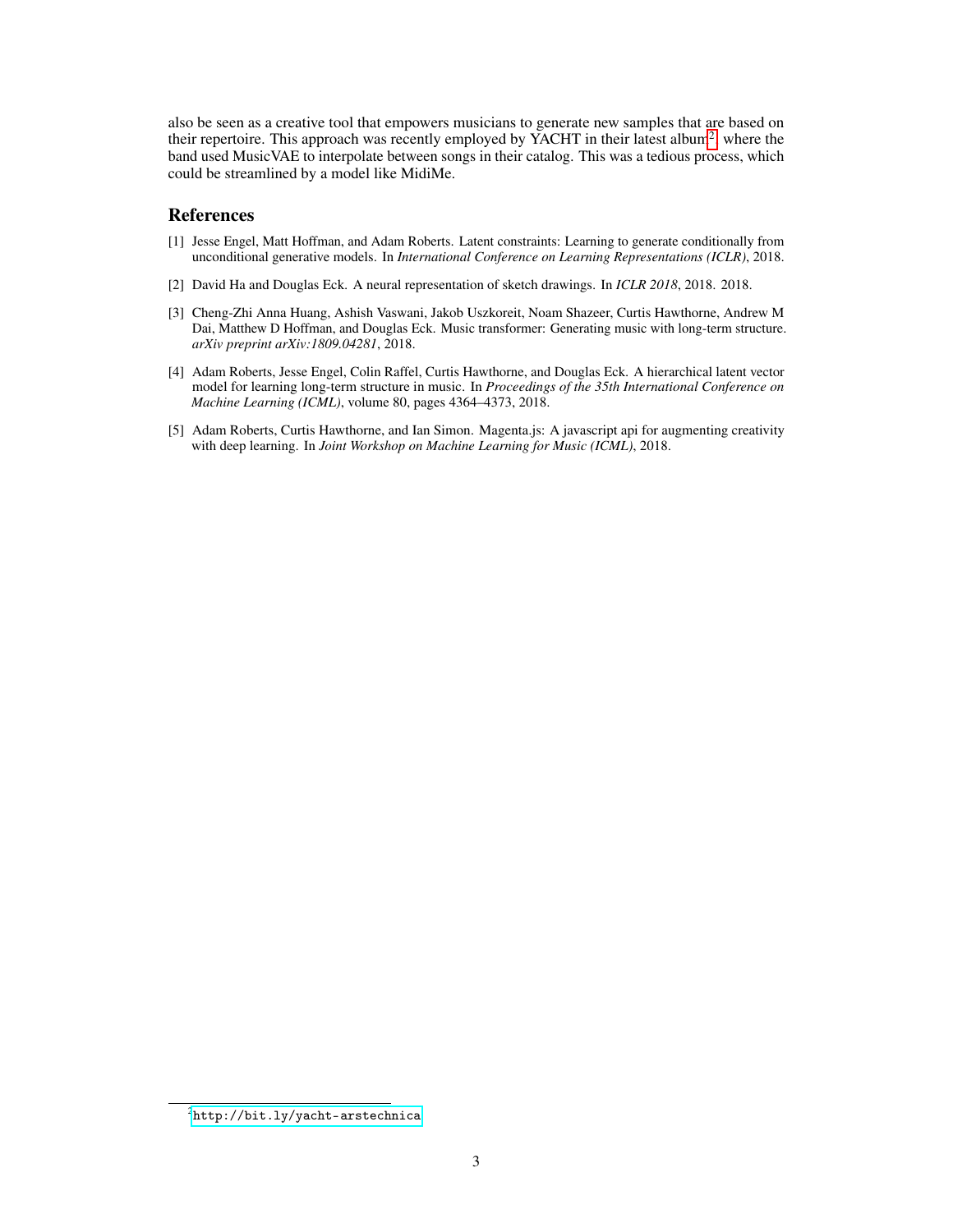also be seen as a creative tool that empowers musicians to generate new samples that are based on their repertoire. This approach was recently employed by YACHT in their latest album[2], where the band used MusicVAE to interpolate between songs in their catalog. This was a tedious process, which could be streamlined by a model like MidiMe.

## References

[1] Jesse Engel, Matt Hoffman, and Adam Roberts. Latent constraints: Learning to generate conditionally from unconditional generative models. In *International Conference on Learning Representations (ICLR)*, 2018.

[2] David Ha and Douglas Eck. A neural representation of sketch drawings. In *ICLR 2018*, 2018. 2018.

[3] Cheng-Zhi Anna Huang, Ashish Vaswani, Jakob Uszkoreit, Noam Shazeer, Curtis Hawthorne, Andrew M Dai, Matthew D Hoffman, and Douglas Eck. Music transformer: Generating music with long-term structure. *arXiv preprint arXiv:1809.04281*, 2018.

[4] Adam Roberts, Jesse Engel, Colin Raffel, Curtis Hawthorne, and Douglas Eck. A hierarchical latent vector model for learning long-term structure in music. In *Proceedings of the 35th International Conference on Machine Learning (ICML)*, volume 80, pages 4364–4373, 2018.

[5] Adam Roberts, Curtis Hawthorne, and Ian Simon. Magenta.js: A javascript api for augmenting creativity with deep learning. In *Joint Workshop on Machine Learning for Music (ICML)*, 2018.

[2] http://bit.ly/yacht-arstechnica